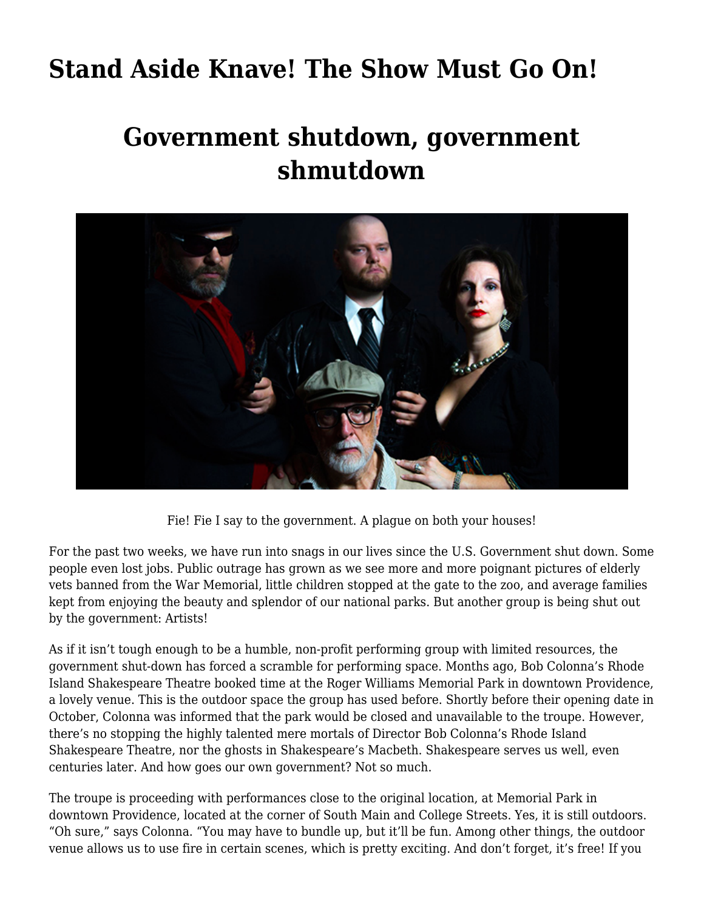# Stand Aside Knave! The Show Must Go On!

## Government shutdown, government shmutdown

Fie! Fie I say to the government. A plague on both your houses!

For the past two weeks, we have run into snags in our lives since the U.S. Government shut down. Some people even lost jobs. Public outrage has grown as we see more and more poignant pictures of elderly vets banned from the War Memorial, little children stopped at the gate to the zoo, and average families kept from enjoying the beauty and splendor of our national parks. But another group is being shut out by the government: Artists!

As if it isn't tough enough to be a humble, non-profit performing group with limited resources, the government shut-down has forced a scramble for performing space. Months ago, Bob Colonna's Rhode Island Shakespeare Theatre booked time at the Roger Williams Memorial Park in downtown Providence, a lovely venue. This is the outdoor space the group has used before. Shortly before their opening date in October, Colonna was informed that the park would be closed and unavailable to the troupe. However, there's no stopping the highly talented mere mortals of Director Bob Colonna's Rhode Island Shakespeare Theatre, nor the ghosts in Shakespeare's Macbeth. Shakespeare serves us well, even centuries later. And how goes our own government? Not so much.

The troupe is proceeding with performances close to the original location, at Memorial Park in downtown Providence, located at the corner of South Main and College Streets. Yes, it is still outdoors. "Oh sure," says Colonna. "You may have to bundle up, but it'll be fun. Among other things, the outdoor venue allows us to use fire in certain scenes, which is pretty exciting. And don't forget, it's free! If you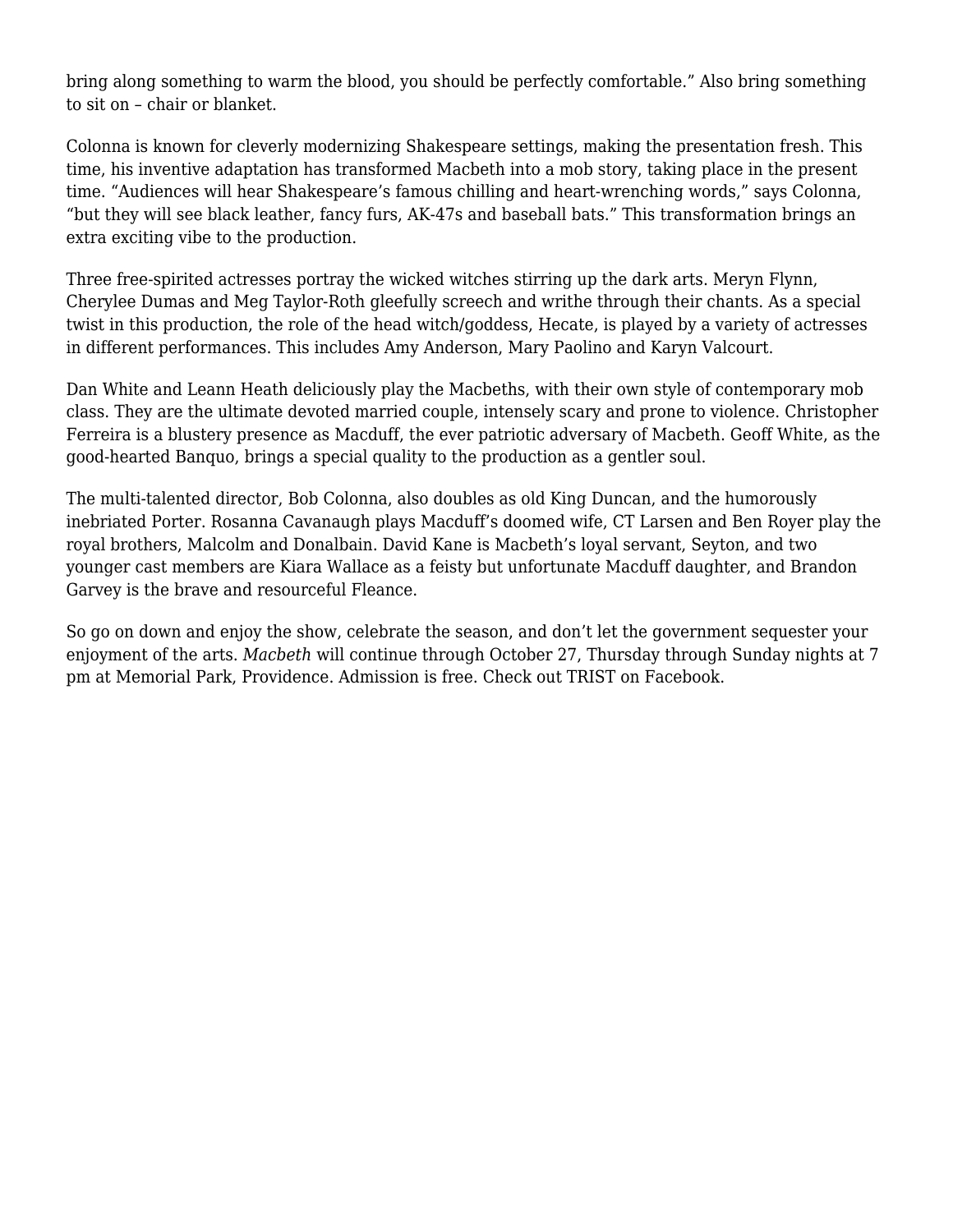bring along something to warm the blood, you should be perfectly comfortable." Also bring something to sit on – chair or blanket.

Colonna is known for cleverly modernizing Shakespeare settings, making the presentation fresh. This time, his inventive adaptation has transformed Macbeth into a mob story, taking place in the present time. "Audiences will hear Shakespeare's famous chilling and heart-wrenching words," says Colonna, "but they will see black leather, fancy furs, AK-47s and baseball bats." This transformation brings an extra exciting vibe to the production.

Three free-spirited actresses portray the wicked witches stirring up the dark arts. Meryn Flynn, Cherylee Dumas and Meg Taylor-Roth gleefully screech and writhe through their chants. As a special twist in this production, the role of the head witch/goddess, Hecate, is played by a variety of actresses in different performances. This includes Amy Anderson, Mary Paolino and Karyn Valcourt.

Dan White and Leann Heath deliciously play the Macbeths, with their own style of contemporary mob class. They are the ultimate devoted married couple, intensely scary and prone to violence. Christopher Ferreira is a blustery presence as Macduff, the ever patriotic adversary of Macbeth. Geoff White, as the good-hearted Banquo, brings a special quality to the production as a gentler soul.

The multi-talented director, Bob Colonna, also doubles as old King Duncan, and the humorously inebriated Porter. Rosanna Cavanaugh plays Macduff's doomed wife, CT Larsen and Ben Royer play the royal brothers, Malcolm and Donalbain. David Kane is Macbeth's loyal servant, Seyton, and two younger cast members are Kiara Wallace as a feisty but unfortunate Macduff daughter, and Brandon Garvey is the brave and resourceful Fleance.

So go on down and enjoy the show, celebrate the season, and don't let the government sequester your enjoyment of the arts. *Macbeth* will continue through October 27, Thursday through Sunday nights at 7 pm at Memorial Park, Providence. Admission is free. Check out TRIST on Facebook.